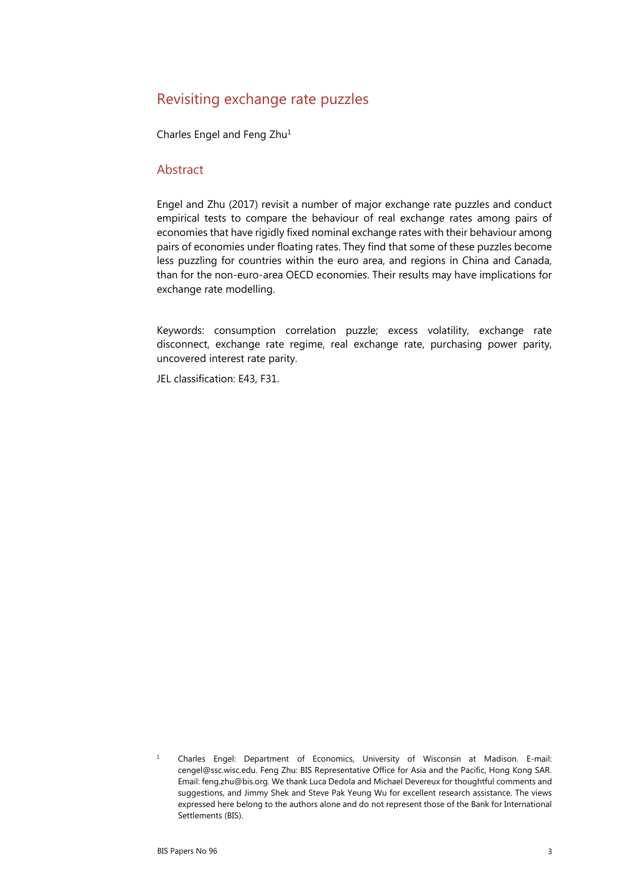# Revisiting exchange rate puzzles

Charles Engel and Feng Zhu[1]

## Abstract

Engel and Zhu (2017) revisit a number of major exchange rate puzzles and conduct empirical tests to compare the behaviour of real exchange rates among pairs of economies that have rigidly fixed nominal exchange rates with their behaviour among pairs of economies under floating rates. They find that some of these puzzles become less puzzling for countries within the euro area, and regions in China and Canada, than for the non-euro-area OECD economies. Their results may have implications for exchange rate modelling.

Keywords: consumption correlation puzzle; excess volatility, exchange rate disconnect, exchange rate regime, real exchange rate, purchasing power parity, uncovered interest rate parity.

JEL classification: E43, F31.

[1] Charles Engel: Department of Economics, University of Wisconsin at Madison. E-mail: cengel@ssc.wisc.edu. Feng Zhu: BIS Representative Office for Asia and the Pacific, Hong Kong SAR. Email: feng.zhu@bis.org. We thank Luca Dedola and Michael Devereux for thoughtful comments and suggestions, and Jimmy Shek and Steve Pak Yeung Wu for excellent research assistance. The views expressed here belong to the authors alone and do not represent those of the Bank for International Settlements (BIS).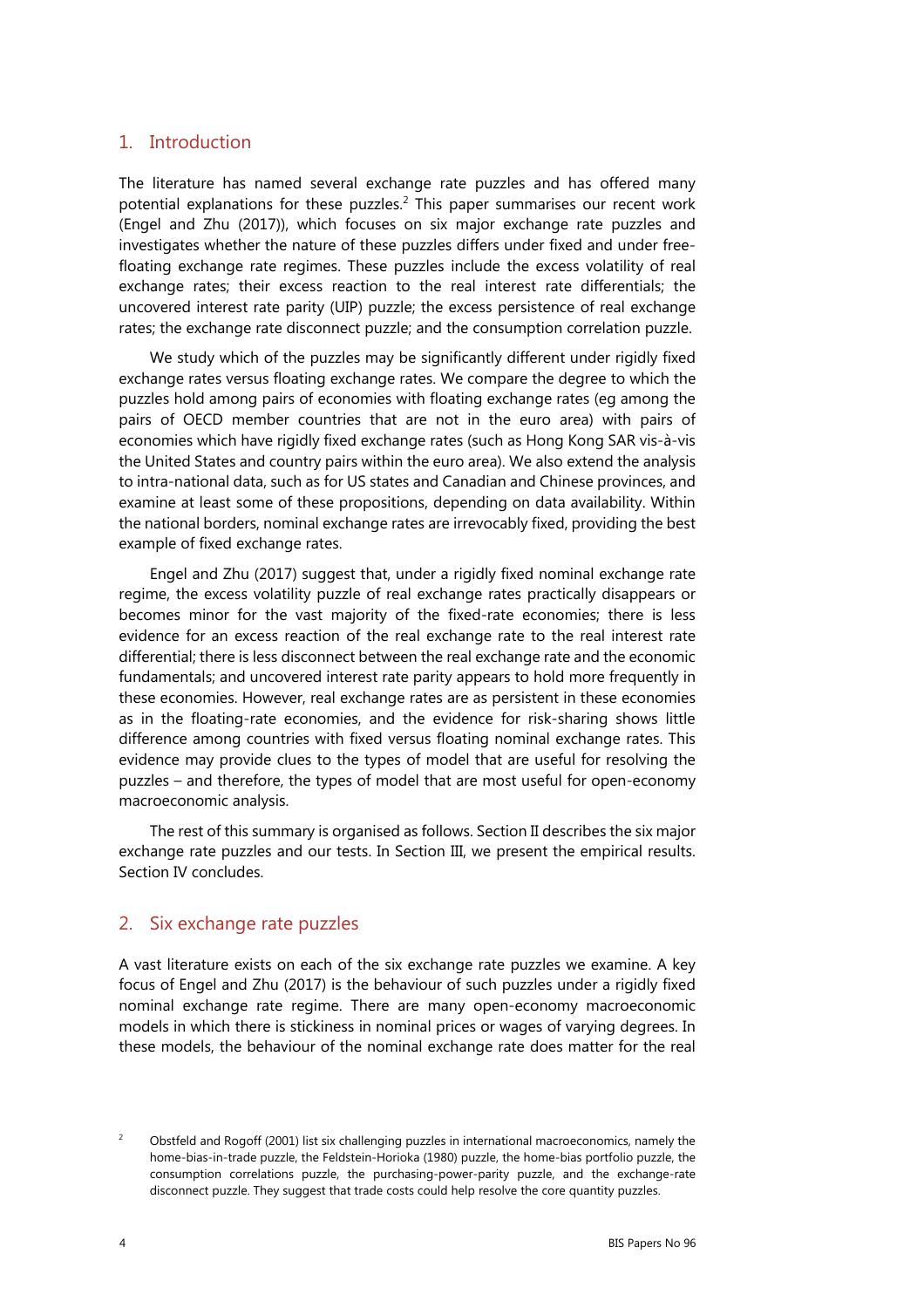## 1. Introduction

The literature has named several exchange rate puzzles and has offered many potential explanations for these puzzles.[2] This paper summarises our recent work (Engel and Zhu (2017)), which focuses on six major exchange rate puzzles and investigates whether the nature of these puzzles differs under fixed and under free-floating exchange rate regimes. These puzzles include the excess volatility of real exchange rates; their excess reaction to the real interest rate differentials; the uncovered interest rate parity (UIP) puzzle; the excess persistence of real exchange rates; the exchange rate disconnect puzzle; and the consumption correlation puzzle.

We study which of the puzzles may be significantly different under rigidly fixed exchange rates versus floating exchange rates. We compare the degree to which the puzzles hold among pairs of economies with floating exchange rates (eg among the pairs of OECD member countries that are not in the euro area) with pairs of economies which have rigidly fixed exchange rates (such as Hong Kong SAR vis-à-vis the United States and country pairs within the euro area). We also extend the analysis to intra-national data, such as for US states and Canadian and Chinese provinces, and examine at least some of these propositions, depending on data availability. Within the national borders, nominal exchange rates are irrevocably fixed, providing the best example of fixed exchange rates.

Engel and Zhu (2017) suggest that, under a rigidly fixed nominal exchange rate regime, the excess volatility puzzle of real exchange rates practically disappears or becomes minor for the vast majority of the fixed-rate economies; there is less evidence for an excess reaction of the real exchange rate to the real interest rate differential; there is less disconnect between the real exchange rate and the economic fundamentals; and uncovered interest rate parity appears to hold more frequently in these economies. However, real exchange rates are as persistent in these economies as in the floating-rate economies, and the evidence for risk-sharing shows little difference among countries with fixed versus floating nominal exchange rates. This evidence may provide clues to the types of model that are useful for resolving the puzzles – and therefore, the types of model that are most useful for open-economy macroeconomic analysis.

The rest of this summary is organised as follows. Section II describes the six major exchange rate puzzles and our tests. In Section III, we present the empirical results. Section IV concludes.

## 2. Six exchange rate puzzles

A vast literature exists on each of the six exchange rate puzzles we examine. A key focus of Engel and Zhu (2017) is the behaviour of such puzzles under a rigidly fixed nominal exchange rate regime. There are many open-economy macroeconomic models in which there is stickiness in nominal prices or wages of varying degrees. In these models, the behaviour of the nominal exchange rate does matter for the real

[2] Obstfeld and Rogoff (2001) list six challenging puzzles in international macroeconomics, namely the home-bias-in-trade puzzle, the Feldstein-Horioka (1980) puzzle, the home-bias portfolio puzzle, the consumption correlations puzzle, the purchasing-power-parity puzzle, and the exchange-rate disconnect puzzle. They suggest that trade costs could help resolve the core quantity puzzles.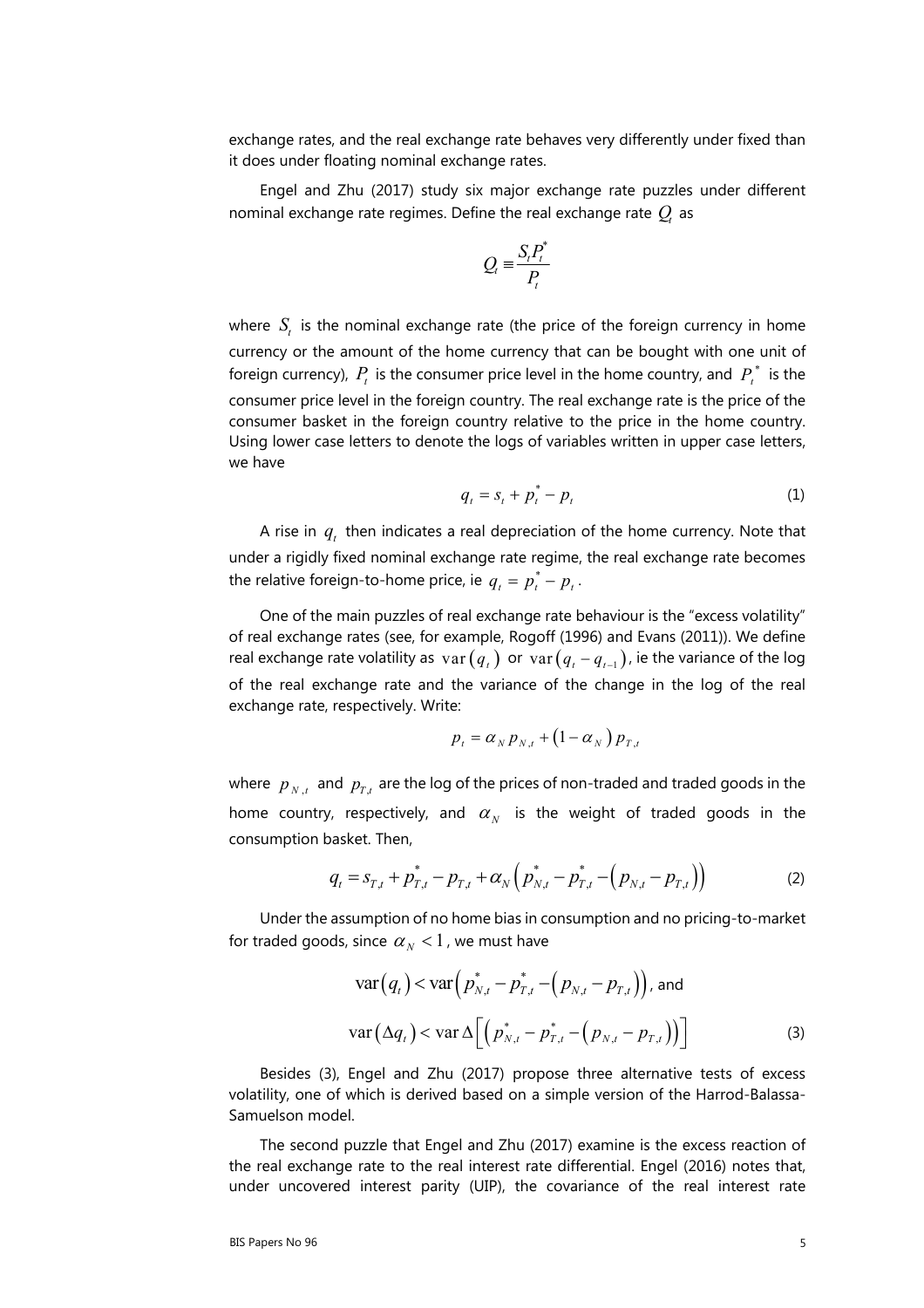exchange rates, and the real exchange rate behaves very differently under fixed than it does under floating nominal exchange rates.

Engel and Zhu (2017) study six major exchange rate puzzles under different nominal exchange rate regimes. Define the real exchange rate $Q_t$ as

$$Q_t \equiv \frac{S_t P_t^*}{P_t}$$

where $S_t$ is the nominal exchange rate (the price of the foreign currency in home currency or the amount of the home currency that can be bought with one unit of foreign currency), $P_t$ is the consumer price level in the home country, and $P_t^*$ is the consumer price level in the foreign country. The real exchange rate is the price of the consumer basket in the foreign country relative to the price in the home country. Using lower case letters to denote the logs of variables written in upper case letters, we have

$$q_t = s_t + p_t^* - p_t \tag{1}$$

A rise in $q_t$ then indicates a real depreciation of the home currency. Note that under a rigidly fixed nominal exchange rate regime, the real exchange rate becomes the relative foreign-to-home price, ie $q_t = p_t^* - p_t$.

One of the main puzzles of real exchange rate behaviour is the "excess volatility" of real exchange rates (see, for example, Rogoff (1996) and Evans (2011)). We define real exchange rate volatility as $\text{var}(q_t)$ or $\text{var}(q_t - q_{t-1})$, ie the variance of the log of the real exchange rate and the variance of the change in the log of the real exchange rate, respectively. Write:

$$p_t = \alpha_N p_{N,t} + (1 - \alpha_N) p_{T,t}$$

where $p_{N,t}$ and $p_{T,t}$ are the log of the prices of non-traded and traded goods in the home country, respectively, and $\alpha_N$ is the weight of traded goods in the consumption basket. Then,

$$q_t = s_{T,t} + p_{T,t}^* - p_{T,t} + \alpha_N \left( p_{N,t}^* - p_{T,t}^* - \left( p_{N,t} - p_{T,t} \right) \right) \tag{2}$$

Under the assumption of no home bias in consumption and no pricing-to-market for traded goods, since $\alpha_N < 1$, we must have

$$\text{var}(q_t) < \text{var}\left( p_{N,t}^* - p_{T,t}^* - \left( p_{N,t} - p_{T,t} \right) \right), \text{ and}$$

$$\text{var}(\Delta q_t) < \text{var}\, \Delta \left[ \left( p_{N,t}^* - p_{T,t}^* - \left( p_{N,t} - p_{T,t} \right) \right) \right] \tag{3}$$

Besides (3), Engel and Zhu (2017) propose three alternative tests of excess volatility, one of which is derived based on a simple version of the Harrod-Balassa-Samuelson model.

The second puzzle that Engel and Zhu (2017) examine is the excess reaction of the real exchange rate to the real interest rate differential. Engel (2016) notes that, under uncovered interest parity (UIP), the covariance of the real interest rate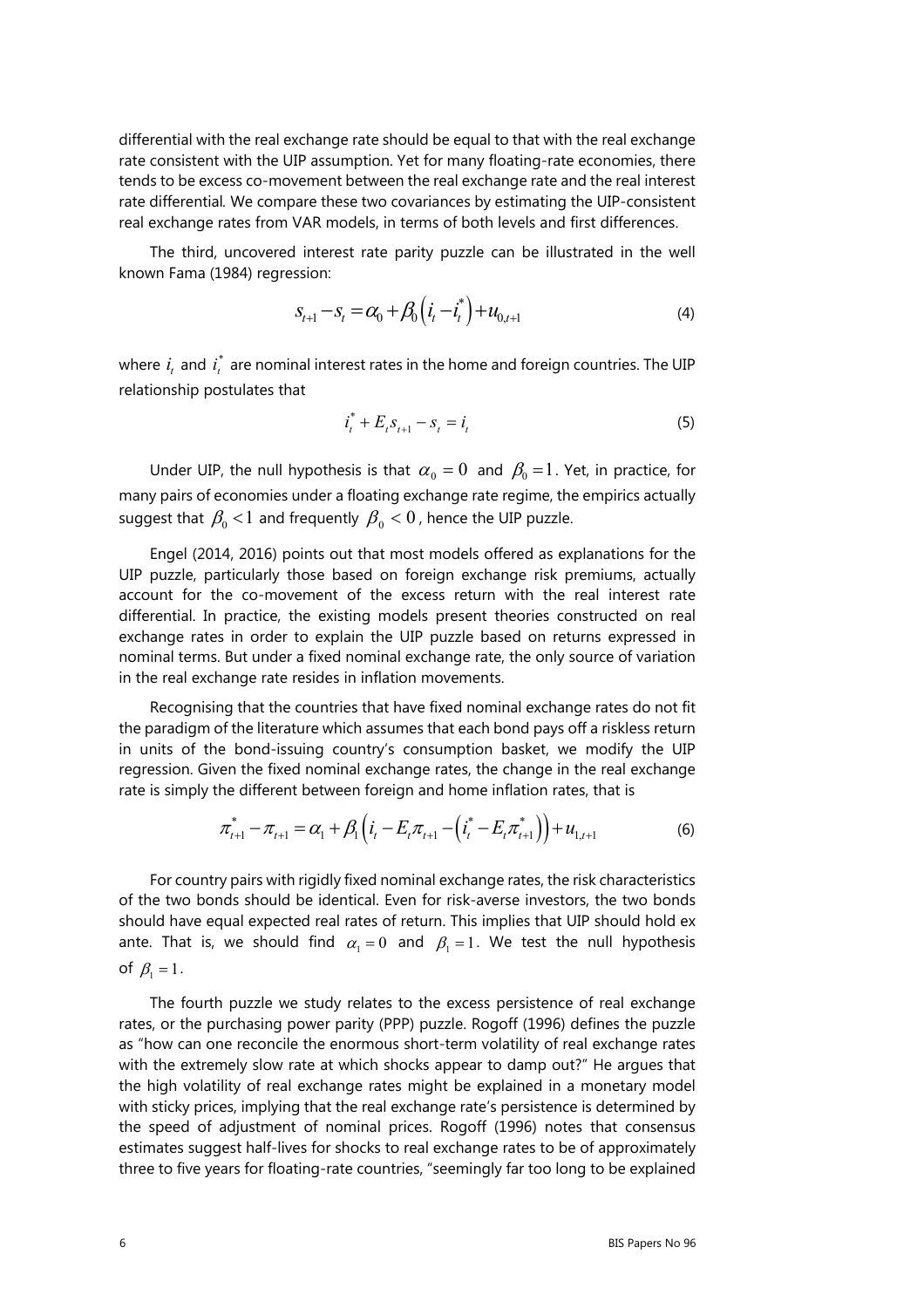differential with the real exchange rate should be equal to that with the real exchange rate consistent with the UIP assumption. Yet for many floating-rate economies, there tends to be excess co-movement between the real exchange rate and the real interest rate differential. We compare these two covariances by estimating the UIP-consistent real exchange rates from VAR models, in terms of both levels and first differences.

The third, uncovered interest rate parity puzzle can be illustrated in the well known Fama (1984) regression:

$$s_{t+1} - s_t = \alpha_0 + \beta_0 \left(i_t - i_t^*\right) + u_{0,t+1} \tag{4}$$

where $i_t$ and $i_t^*$ are nominal interest rates in the home and foreign countries. The UIP relationship postulates that

$$i_t^* + E_t s_{t+1} - s_t = i_t \tag{5}$$

Under UIP, the null hypothesis is that $\alpha_0 = 0$ and $\beta_0 = 1$. Yet, in practice, for many pairs of economies under a floating exchange rate regime, the empirics actually suggest that $\beta_0 < 1$ and frequently $\beta_0 < 0$, hence the UIP puzzle.

Engel (2014, 2016) points out that most models offered as explanations for the UIP puzzle, particularly those based on foreign exchange risk premiums, actually account for the co-movement of the excess return with the real interest rate differential. In practice, the existing models present theories constructed on real exchange rates in order to explain the UIP puzzle based on returns expressed in nominal terms. But under a fixed nominal exchange rate, the only source of variation in the real exchange rate resides in inflation movements.

Recognising that the countries that have fixed nominal exchange rates do not fit the paradigm of the literature which assumes that each bond pays off a riskless return in units of the bond-issuing country's consumption basket, we modify the UIP regression. Given the fixed nominal exchange rates, the change in the real exchange rate is simply the different between foreign and home inflation rates, that is

$$\pi_{t+1}^* - \pi_{t+1} = \alpha_1 + \beta_1 \left(i_t - E_t \pi_{t+1} - \left(i_t^* - E_t \pi_{t+1}^*\right)\right) + u_{1,t+1} \tag{6}$$

For country pairs with rigidly fixed nominal exchange rates, the risk characteristics of the two bonds should be identical. Even for risk-averse investors, the two bonds should have equal expected real rates of return. This implies that UIP should hold ex ante. That is, we should find $\alpha_1 = 0$ and $\beta_1 = 1$. We test the null hypothesis of $\beta_1 = 1$.

The fourth puzzle we study relates to the excess persistence of real exchange rates, or the purchasing power parity (PPP) puzzle. Rogoff (1996) defines the puzzle as "how can one reconcile the enormous short-term volatility of real exchange rates with the extremely slow rate at which shocks appear to damp out?" He argues that the high volatility of real exchange rates might be explained in a monetary model with sticky prices, implying that the real exchange rate's persistence is determined by the speed of adjustment of nominal prices. Rogoff (1996) notes that consensus estimates suggest half-lives for shocks to real exchange rates to be of approximately three to five years for floating-rate countries, "seemingly far too long to be explained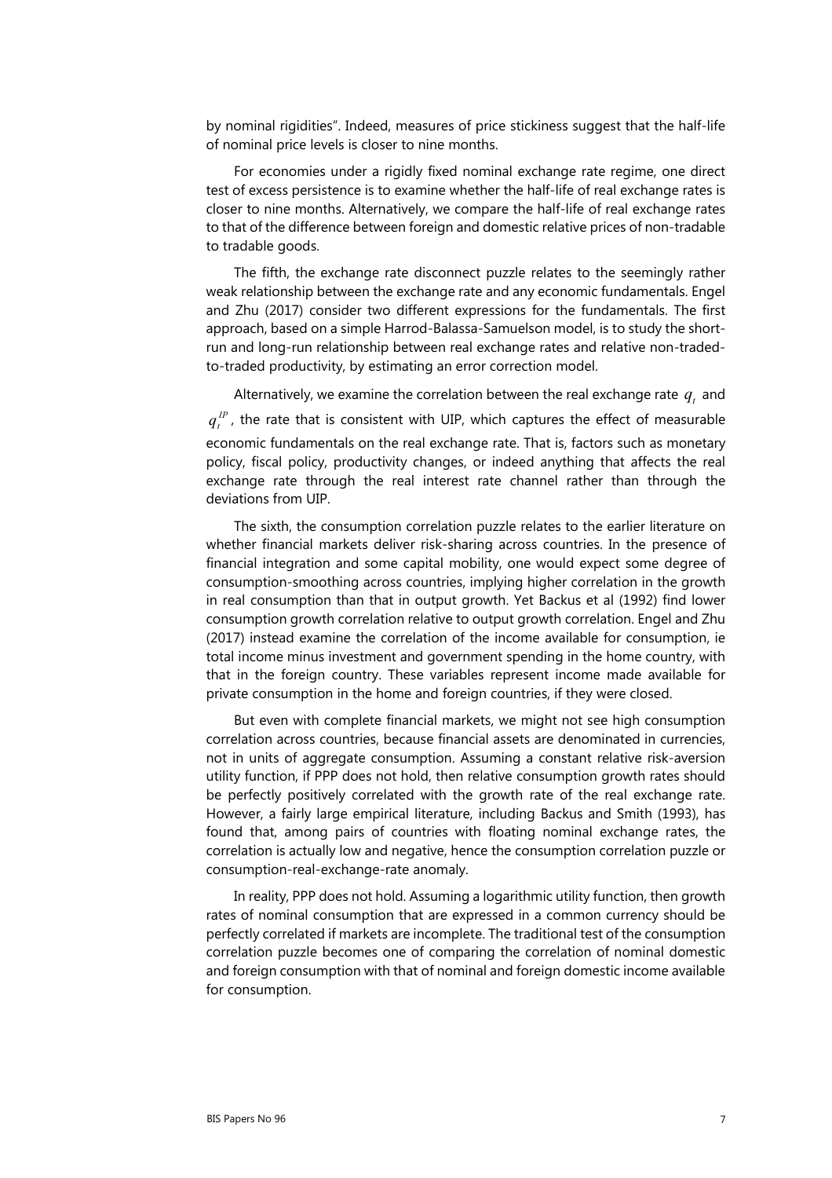by nominal rigidities". Indeed, measures of price stickiness suggest that the half-life of nominal price levels is closer to nine months.

For economies under a rigidly fixed nominal exchange rate regime, one direct test of excess persistence is to examine whether the half-life of real exchange rates is closer to nine months. Alternatively, we compare the half-life of real exchange rates to that of the difference between foreign and domestic relative prices of non-tradable to tradable goods.

The fifth, the exchange rate disconnect puzzle relates to the seemingly rather weak relationship between the exchange rate and any economic fundamentals. Engel and Zhu (2017) consider two different expressions for the fundamentals. The first approach, based on a simple Harrod-Balassa-Samuelson model, is to study the short-run and long-run relationship between real exchange rates and relative non-traded-to-traded productivity, by estimating an error correction model.

Alternatively, we examine the correlation between the real exchange rate $q_t$ and $q_t^{IP}$, the rate that is consistent with UIP, which captures the effect of measurable economic fundamentals on the real exchange rate. That is, factors such as monetary policy, fiscal policy, productivity changes, or indeed anything that affects the real exchange rate through the real interest rate channel rather than through the deviations from UIP.

The sixth, the consumption correlation puzzle relates to the earlier literature on whether financial markets deliver risk-sharing across countries. In the presence of financial integration and some capital mobility, one would expect some degree of consumption-smoothing across countries, implying higher correlation in the growth in real consumption than that in output growth. Yet Backus et al (1992) find lower consumption growth correlation relative to output growth correlation. Engel and Zhu (2017) instead examine the correlation of the income available for consumption, ie total income minus investment and government spending in the home country, with that in the foreign country. These variables represent income made available for private consumption in the home and foreign countries, if they were closed.

But even with complete financial markets, we might not see high consumption correlation across countries, because financial assets are denominated in currencies, not in units of aggregate consumption. Assuming a constant relative risk-aversion utility function, if PPP does not hold, then relative consumption growth rates should be perfectly positively correlated with the growth rate of the real exchange rate. However, a fairly large empirical literature, including Backus and Smith (1993), has found that, among pairs of countries with floating nominal exchange rates, the correlation is actually low and negative, hence the consumption correlation puzzle or consumption-real-exchange-rate anomaly.

In reality, PPP does not hold. Assuming a logarithmic utility function, then growth rates of nominal consumption that are expressed in a common currency should be perfectly correlated if markets are incomplete. The traditional test of the consumption correlation puzzle becomes one of comparing the correlation of nominal domestic and foreign consumption with that of nominal and foreign domestic income available for consumption.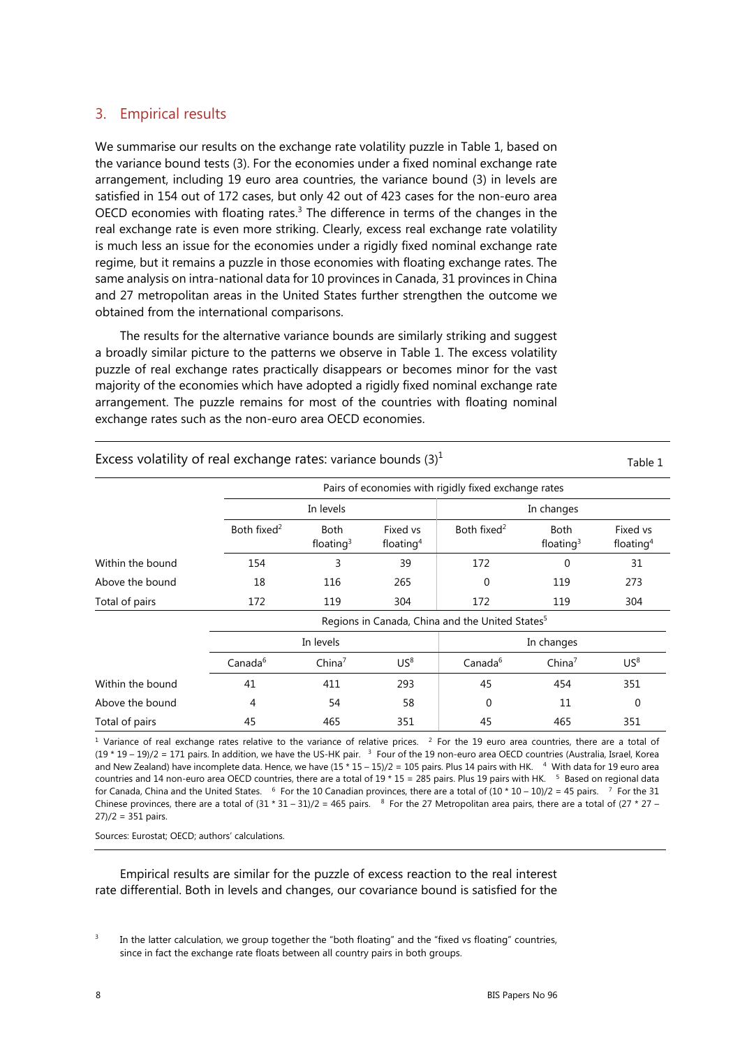## 3. Empirical results

We summarise our results on the exchange rate volatility puzzle in Table 1, based on the variance bound tests (3). For the economies under a fixed nominal exchange rate arrangement, including 19 euro area countries, the variance bound (3) in levels are satisfied in 154 out of 172 cases, but only 42 out of 423 cases for the non-euro area OECD economies with floating rates.[3] The difference in terms of the changes in the real exchange rate is even more striking. Clearly, excess real exchange rate volatility is much less an issue for the economies under a rigidly fixed nominal exchange rate regime, but it remains a puzzle in those economies with floating exchange rates. The same analysis on intra-national data for 10 provinces in Canada, 31 provinces in China and 27 metropolitan areas in the United States further strengthen the outcome we obtained from the international comparisons.

The results for the alternative variance bounds are similarly striking and suggest a broadly similar picture to the patterns we observe in Table 1. The excess volatility puzzle of real exchange rates practically disappears or becomes minor for the vast majority of the economies which have adopted a rigidly fixed nominal exchange rate arrangement. The puzzle remains for most of the countries with floating nominal exchange rates such as the non-euro area OECD economies.

Excess volatility of real exchange rates: variance bounds (3)[1] — Table 1

| | Pairs of economies with rigidly fixed exchange rates | | | | | |
|---|---|---|---|---|---|---|
| | In levels | | | In changes | | |
| | Both fixed[2] | Both floating[3] | Fixed vs floating[4] | Both fixed[2] | Both floating[3] | Fixed vs floating[4] |
| Within the bound | 154 | 3 | 39 | 172 | 0 | 31 |
| Above the bound | 18 | 116 | 265 | 0 | 119 | 273 |
| Total of pairs | 172 | 119 | 304 | 172 | 119 | 304 |
| | Regions in Canada, China and the United States[5] | | | | | |
| | In levels | | | In changes | | |
| | Canada[6] | China[7] | US[8] | Canada[6] | China[7] | US[8] |
| Within the bound | 41 | 411 | 293 | 45 | 454 | 351 |
| Above the bound | 4 | 54 | 58 | 0 | 11 | 0 |
| Total of pairs | 45 | 465 | 351 | 45 | 465 | 351 |

[1] Variance of real exchange rates relative to the variance of relative prices. [2] For the 19 euro area countries, there are a total of (19 * 19 – 19)/2 = 171 pairs. In addition, we have the US-HK pair. [3] Four of the 19 non-euro area OECD countries (Australia, Israel, Korea and New Zealand) have incomplete data. Hence, we have (15 * 15 – 15)/2 = 105 pairs. Plus 14 pairs with HK. [4] With data for 19 euro area countries and 14 non-euro area OECD countries, there are a total of 19 * 15 = 285 pairs. Plus 19 pairs with HK. [5] Based on regional data for Canada, China and the United States. [6] For the 10 Canadian provinces, there are a total of (10 * 10 – 10)/2 = 45 pairs. [7] For the 31 Chinese provinces, there are a total of (31 * 31 – 31)/2 = 465 pairs. [8] For the 27 Metropolitan area pairs, there are a total of (27 * 27 – 27)/2 = 351 pairs.

Sources: Eurostat; OECD; authors' calculations.

Empirical results are similar for the puzzle of excess reaction to the real interest rate differential. Both in levels and changes, our covariance bound is satisfied for the

[3] In the latter calculation, we group together the "both floating" and the "fixed vs floating" countries, since in fact the exchange rate floats between all country pairs in both groups.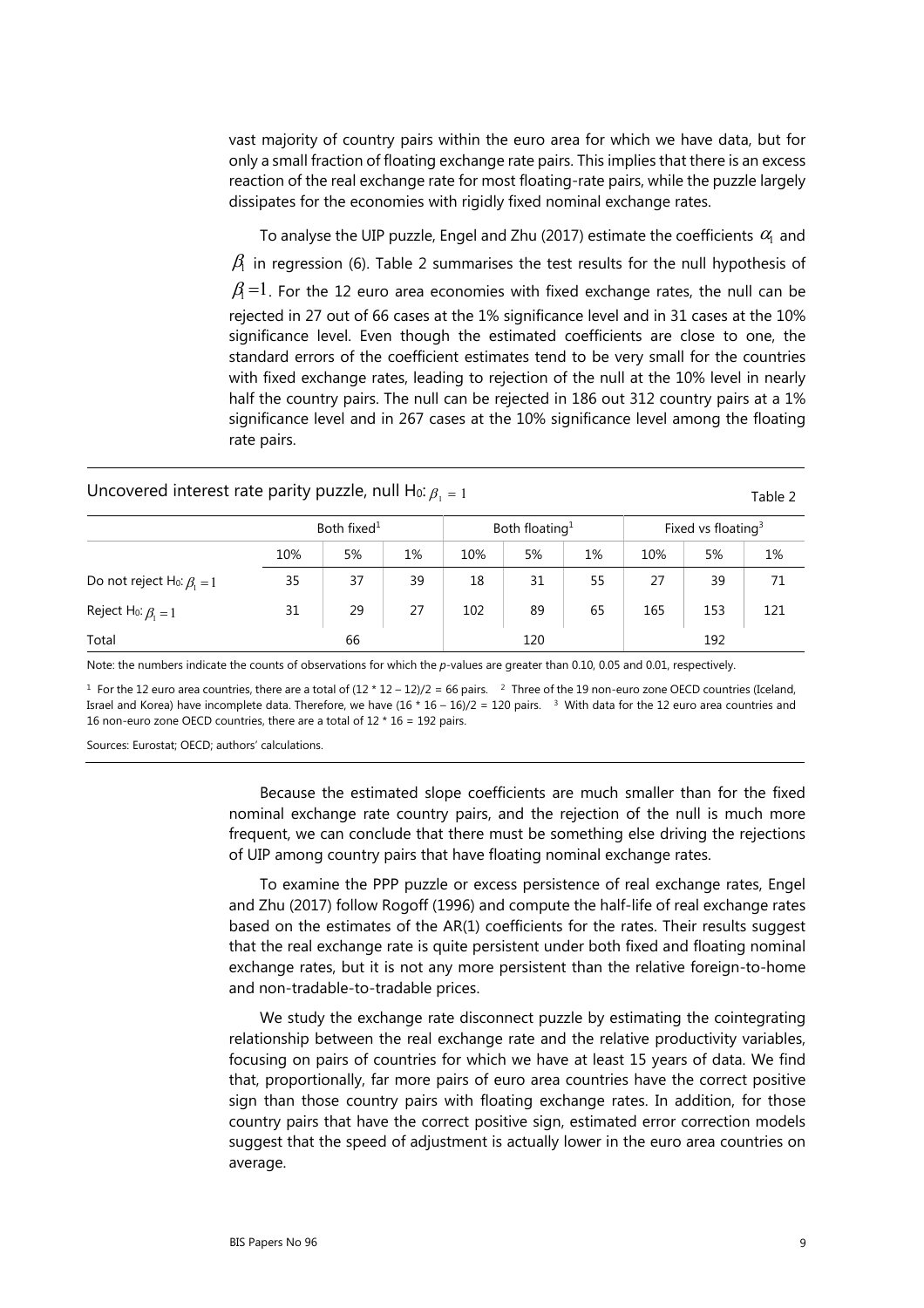vast majority of country pairs within the euro area for which we have data, but for only a small fraction of floating exchange rate pairs. This implies that there is an excess reaction of the real exchange rate for most floating-rate pairs, while the puzzle largely dissipates for the economies with rigidly fixed nominal exchange rates.

To analyse the UIP puzzle, Engel and Zhu (2017) estimate the coefficients $\alpha_1$ and $\beta_1$ in regression (6). Table 2 summarises the test results for the null hypothesis of $\beta_1 = 1$. For the 12 euro area economies with fixed exchange rates, the null can be rejected in 27 out of 66 cases at the 1% significance level and in 31 cases at the 10% significance level. Even though the estimated coefficients are close to one, the standard errors of the coefficient estimates tend to be very small for the countries with fixed exchange rates, leading to rejection of the null at the 10% level in nearly half the country pairs. The null can be rejected in 186 out 312 country pairs at a 1% significance level and in 267 cases at the 10% significance level among the floating rate pairs.

Uncovered interest rate parity puzzle, null H0: $\beta_1 = 1$

Table 2

| | Both fixed[1] | | | Both floating[1] | | | Fixed vs floating[3] | | |
|---|---|---|---|---|---|---|---|---|---|
| | 10% | 5% | 1% | 10% | 5% | 1% | 10% | 5% | 1% |
| Do not reject H0: $\beta_1 = 1$ | 35 | 37 | 39 | 18 | 31 | 55 | 27 | 39 | 71 |
| Reject H0: $\beta_1 = 1$ | 31 | 29 | 27 | 102 | 89 | 65 | 165 | 153 | 121 |
| Total | | 66 | | | 120 | | | 192 | |

Note: the numbers indicate the counts of observations for which the *p*-values are greater than 0.10, 0.05 and 0.01, respectively.

[1] For the 12 euro area countries, there are a total of (12 * 12 – 12)/2 = 66 pairs. [2] Three of the 19 non-euro zone OECD countries (Iceland, Israel and Korea) have incomplete data. Therefore, we have (16 * 16 – 16)/2 = 120 pairs. [3] With data for the 12 euro area countries and 16 non-euro zone OECD countries, there are a total of 12 * 16 = 192 pairs.

Sources: Eurostat; OECD; authors' calculations.

Because the estimated slope coefficients are much smaller than for the fixed nominal exchange rate country pairs, and the rejection of the null is much more frequent, we can conclude that there must be something else driving the rejections of UIP among country pairs that have floating nominal exchange rates.

To examine the PPP puzzle or excess persistence of real exchange rates, Engel and Zhu (2017) follow Rogoff (1996) and compute the half-life of real exchange rates based on the estimates of the AR(1) coefficients for the rates. Their results suggest that the real exchange rate is quite persistent under both fixed and floating nominal exchange rates, but it is not any more persistent than the relative foreign-to-home and non-tradable-to-tradable prices.

We study the exchange rate disconnect puzzle by estimating the cointegrating relationship between the real exchange rate and the relative productivity variables, focusing on pairs of countries for which we have at least 15 years of data. We find that, proportionally, far more pairs of euro area countries have the correct positive sign than those country pairs with floating exchange rates. In addition, for those country pairs that have the correct positive sign, estimated error correction models suggest that the speed of adjustment is actually lower in the euro area countries on average.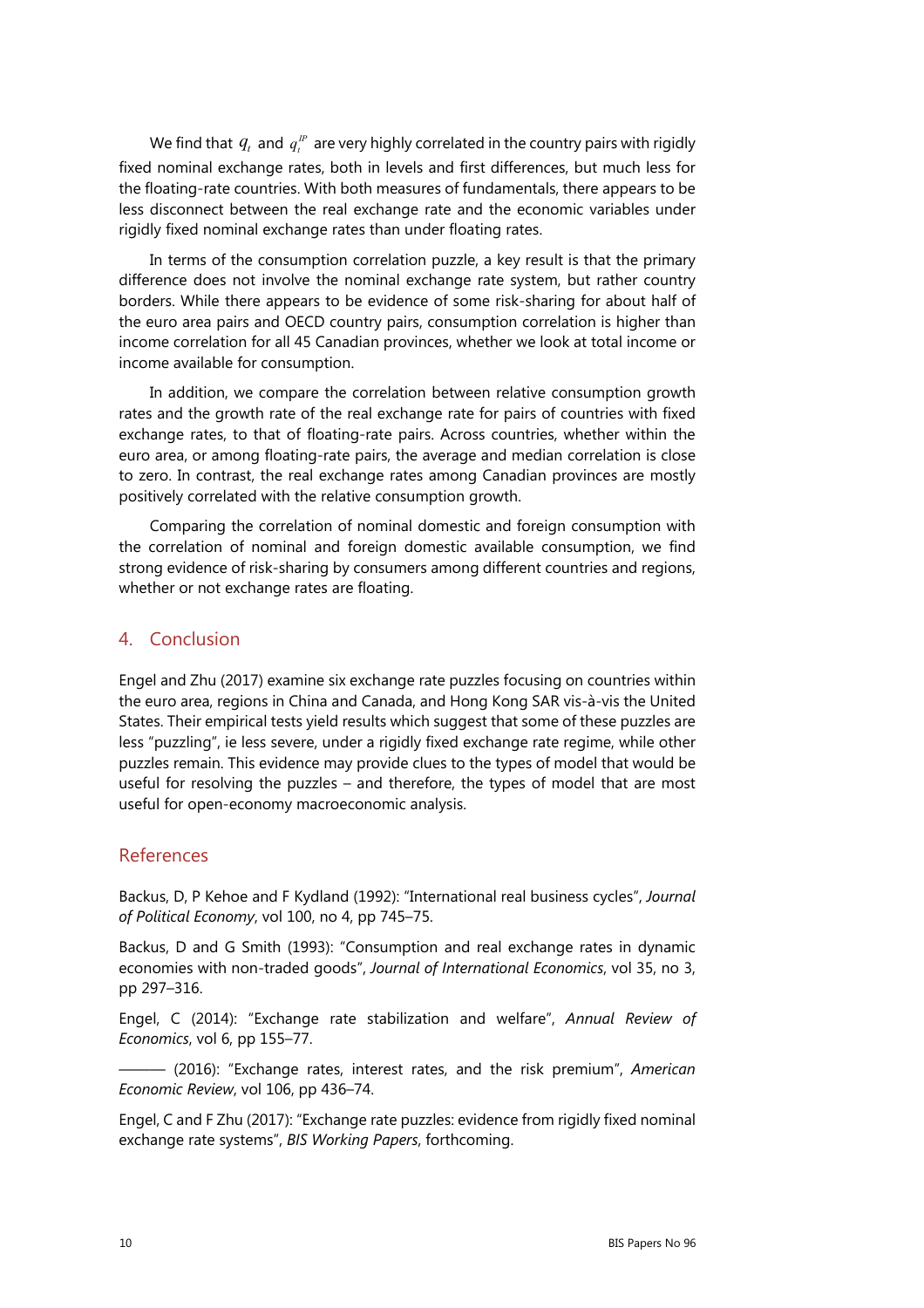We find that $q_t$ and $q_t^{IP}$ are very highly correlated in the country pairs with rigidly fixed nominal exchange rates, both in levels and first differences, but much less for the floating-rate countries. With both measures of fundamentals, there appears to be less disconnect between the real exchange rate and the economic variables under rigidly fixed nominal exchange rates than under floating rates.

In terms of the consumption correlation puzzle, a key result is that the primary difference does not involve the nominal exchange rate system, but rather country borders. While there appears to be evidence of some risk-sharing for about half of the euro area pairs and OECD country pairs, consumption correlation is higher than income correlation for all 45 Canadian provinces, whether we look at total income or income available for consumption.

In addition, we compare the correlation between relative consumption growth rates and the growth rate of the real exchange rate for pairs of countries with fixed exchange rates, to that of floating-rate pairs. Across countries, whether within the euro area, or among floating-rate pairs, the average and median correlation is close to zero. In contrast, the real exchange rates among Canadian provinces are mostly positively correlated with the relative consumption growth.

Comparing the correlation of nominal domestic and foreign consumption with the correlation of nominal and foreign domestic available consumption, we find strong evidence of risk-sharing by consumers among different countries and regions, whether or not exchange rates are floating.

## 4. Conclusion

Engel and Zhu (2017) examine six exchange rate puzzles focusing on countries within the euro area, regions in China and Canada, and Hong Kong SAR vis-à-vis the United States. Their empirical tests yield results which suggest that some of these puzzles are less "puzzling", ie less severe, under a rigidly fixed exchange rate regime, while other puzzles remain. This evidence may provide clues to the types of model that would be useful for resolving the puzzles – and therefore, the types of model that are most useful for open-economy macroeconomic analysis.

## References

Backus, D, P Kehoe and F Kydland (1992): "International real business cycles", *Journal of Political Economy*, vol 100, no 4, pp 745–75.

Backus, D and G Smith (1993): "Consumption and real exchange rates in dynamic economies with non-traded goods", *Journal of International Economics*, vol 35, no 3, pp 297–316.

Engel, C (2014): "Exchange rate stabilization and welfare", *Annual Review of Economics*, vol 6, pp 155–77.

——— (2016): "Exchange rates, interest rates, and the risk premium", *American Economic Review*, vol 106, pp 436–74.

Engel, C and F Zhu (2017): "Exchange rate puzzles: evidence from rigidly fixed nominal exchange rate systems", *BIS Working Papers*, forthcoming.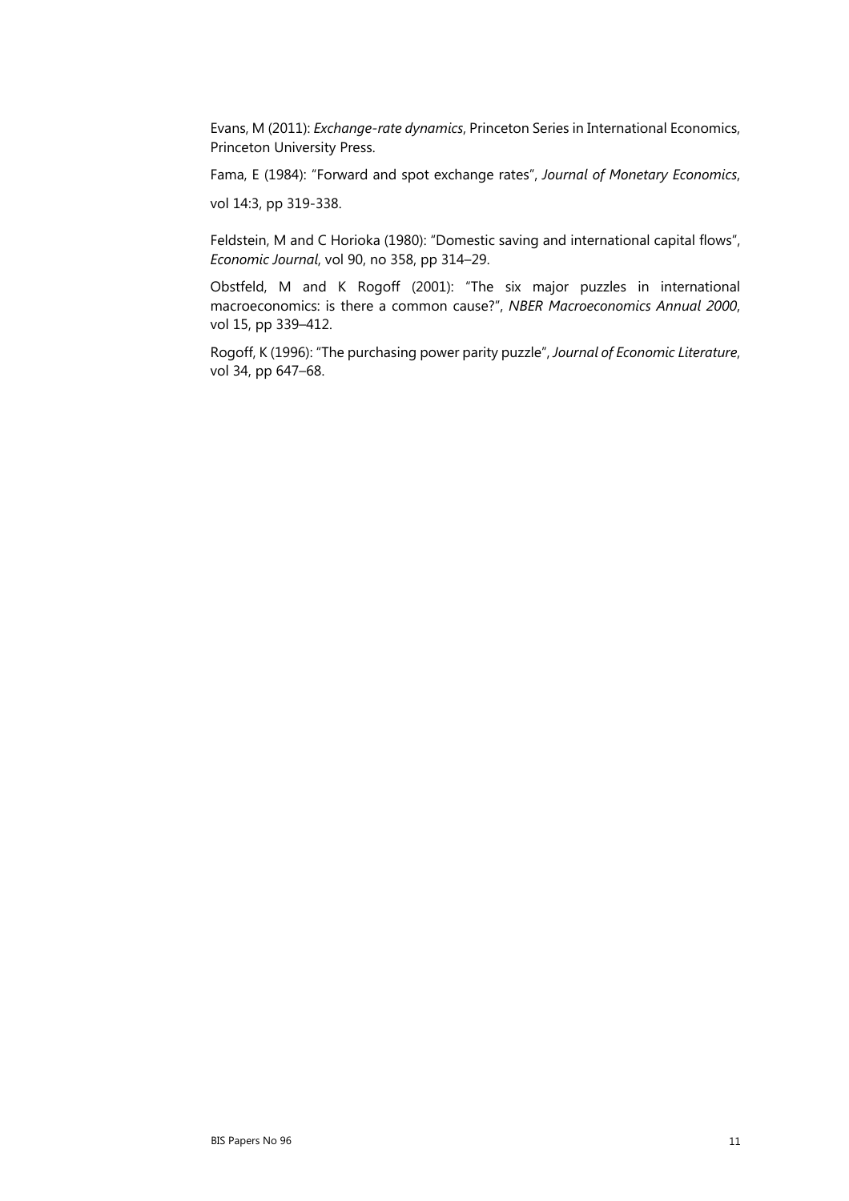Evans, M (2011): *Exchange-rate dynamics*, Princeton Series in International Economics, Princeton University Press.

Fama, E (1984): "Forward and spot exchange rates", *Journal of Monetary Economics*, vol 14:3, pp 319-338.

Feldstein, M and C Horioka (1980): "Domestic saving and international capital flows", *Economic Journal*, vol 90, no 358, pp 314–29.

Obstfeld, M and K Rogoff (2001): "The six major puzzles in international macroeconomics: is there a common cause?", *NBER Macroeconomics Annual 2000*, vol 15, pp 339–412.

Rogoff, K (1996): "The purchasing power parity puzzle", *Journal of Economic Literature*, vol 34, pp 647–68.